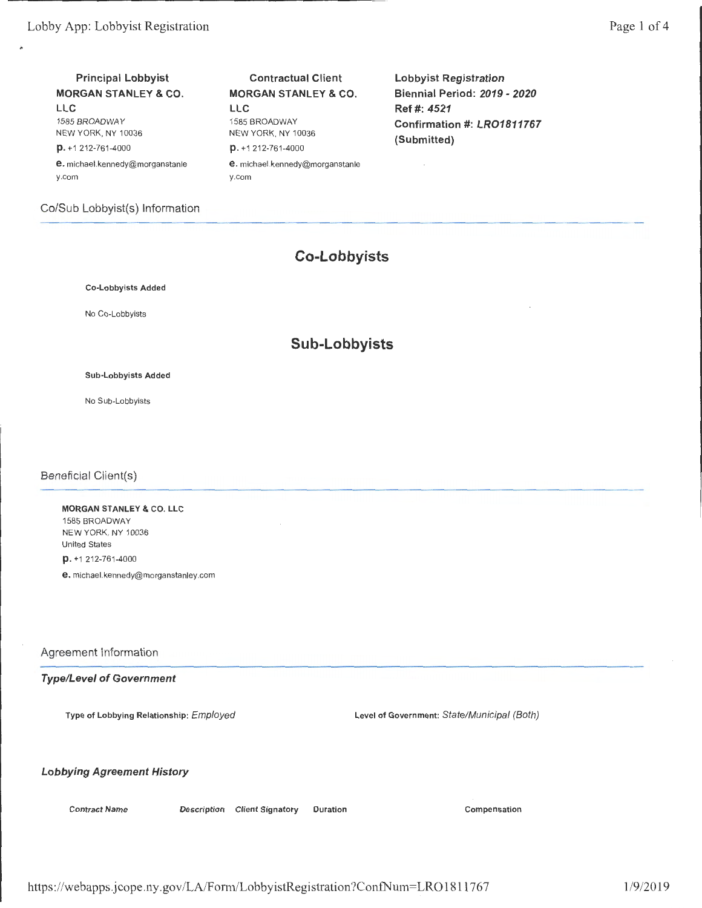| **Principal Lobbyist** | **Contractual Client** | **Lobbyist** ***Registration*** |
| --- | --- | --- |
| **MORGAN STANLEY & CO. LLC** | **MORGAN STANLEY & CO. LLC** | **Biennial Period:** ***2019 - 2020*** |
| *1585 BROADWAY* | 1585 BROADWAY | **Ref #:** ***4521*** |
| NEW YORK, NY 10036 | NEW YORK, NY 10036 | **Confirmation #:** ***LRO1811767*** |
| **p.** +1 212-761-4000 | **p.** +1 212-761-4000 | **(Submitted)** |
| **e.** michael.kennedy@morganstanley.com | **e.** michael.kennedy@morganstanley.com | |

## Co/Sub Lobbyist(s) Information

### Co-Lobbyists

**Co-Lobbyists Added**

No Co-Lobbyists

### Sub-Lobbyists

**Sub-Lobbyists Added**

No Sub-Lobbyists

## Beneficial Client(s)

**MORGAN STANLEY & CO. LLC**
1585 BROADWAY
NEW YORK, NY 10036
United States
**p.** +1 212-761-4000
**e.** michael.kennedy@morganstanley.com

## Agreement Information

### *Type/Level of Government*

**Type of Lobbying Relationship:** *Employed*

**Level of Government:** *State/Municipal (Both)*

### *Lobbying Agreement History*

| *Contract Name* | *Description* | *Client Signatory* | *Duration* | Compensation |
| --- | --- | --- | --- | --- |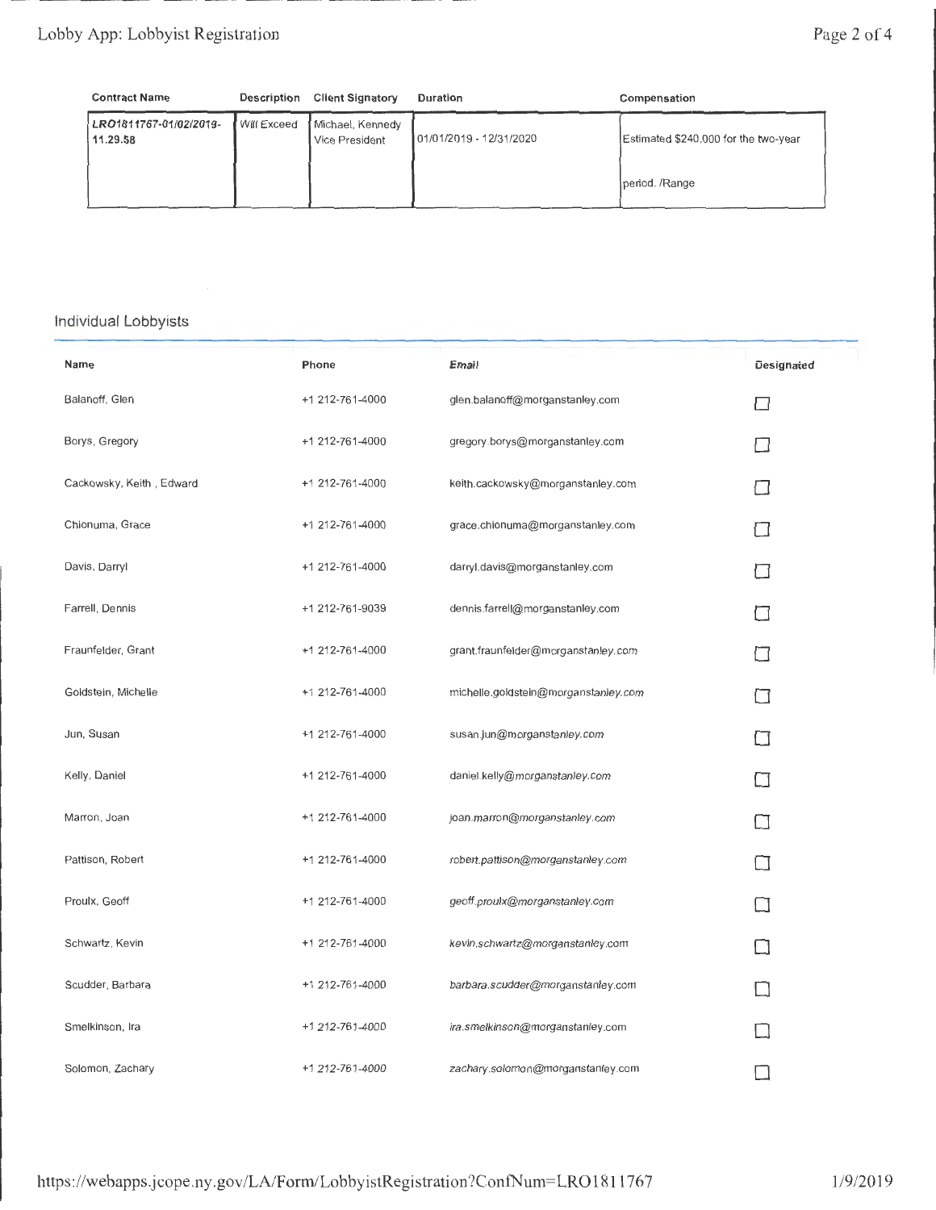| Contract Name | Description | Client Signatory | Duration | Compensation |
|---|---|---|---|---|
| LRO1811767-01/02/2019-11.29.58 | Will Exceed | Michael, Kennedy Vice President | 01/01/2019 - 12/31/2020 | Estimated $240,000 for the two-year period. /Range |

## Individual Lobbyists

| Name | Phone | Email | Designated |
|---|---|---|---|
| Balanoff, Glen | +1 212-761-4000 | glen.balanoff@morganstanley.com | ☐ |
| Borys, Gregory | +1 212-761-4000 | gregory.borys@morganstanley.com | ☐ |
| Cackowsky, Keith , Edward | +1 212-761-4000 | keith.cackowsky@morganstanley.com | ☐ |
| Chionuma, Grace | +1 212-761-4000 | grace.chionuma@morganstanley.com | ☐ |
| Davis, Darryl | +1 212-761-4000 | darryl.davis@morganstanley.com | ☐ |
| Farrell, Dennis | +1 212-761-9039 | dennis.farrell@morganstanley.com | ☐ |
| Fraunfelder, Grant | +1 212-761-4000 | grant.fraunfelder@morganstanley.com | ☐ |
| Goldstein, Michelle | +1 212-761-4000 | michelle.goldstein@morganstanley.com | ☐ |
| Jun, Susan | +1 212-761-4000 | susan.jun@morganstanley.com | ☐ |
| Kelly, Daniel | +1 212-761-4000 | daniel.kelly@morganstanley.com | ☐ |
| Marron, Joan | +1 212-761-4000 | joan.marron@morganstanley.com | ☐ |
| Pattison, Robert | +1 212-761-4000 | robert.pattison@morganstanley.com | ☐ |
| Proulx, Geoff | +1 212-761-4000 | geoff.proulx@morganstanley.com | ☐ |
| Schwartz, Kevin | +1 212-761-4000 | kevin.schwartz@morganstanley.com | ☐ |
| Scudder, Barbara | +1 212-761-4000 | barbara.scudder@morganstanley.com | ☐ |
| Smelkinson, Ira | +1 212-761-4000 | ira.smelkinson@morganstanley.com | ☐ |
| Solomon, Zachary | +1 212-761-4000 | zachary.solomon@morganstanley.com | ☐ |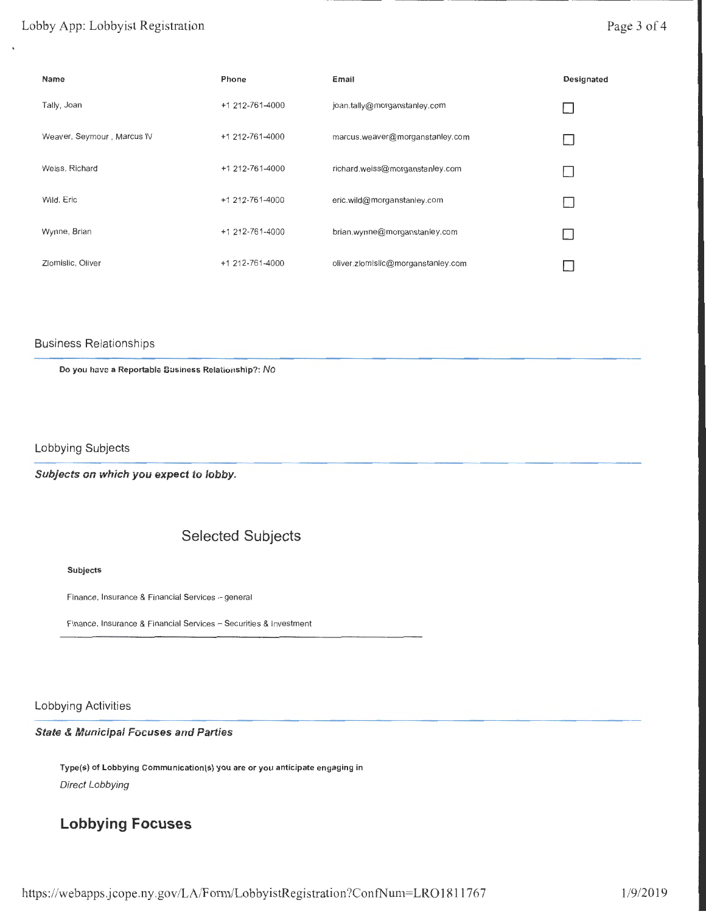| Name | Phone | Email | Designated |
|---|---|---|---|
| Tally, Joan | +1 212-761-4000 | joan.tally@morganstanley.com | ☐ |
| Weaver, Seymour , Marcus IV | +1 212-761-4000 | marcus.weaver@morganstanley.com | ☐ |
| Weiss, Richard | +1 212-761-4000 | richard.weiss@morganstanley.com | ☐ |
| Wild, Eric | +1 212-761-4000 | eric.wild@morganstanley.com | ☐ |
| Wynne, Brian | +1 212-761-4000 | brian.wynne@morganstanley.com | ☐ |
| Zlomislic, Oliver | +1 212-761-4000 | oliver.zlomislic@morganstanley.com | ☐ |

## Business Relationships

**Do you have a Reportable Business Relationship?:** *No*

## Lobbying Subjects

***Subjects on which you expect to lobby.***

### Selected Subjects

**Subjects**

Finance, Insurance & Financial Services -- general

Finance, Insurance & Financial Services -- Securities & Investment

## Lobbying Activities

***State & Municipal Focuses and Parties***

**Type(s) of Lobbying Communication(s) you are or you anticipate engaging in**

*Direct Lobbying*

### Lobbying Focuses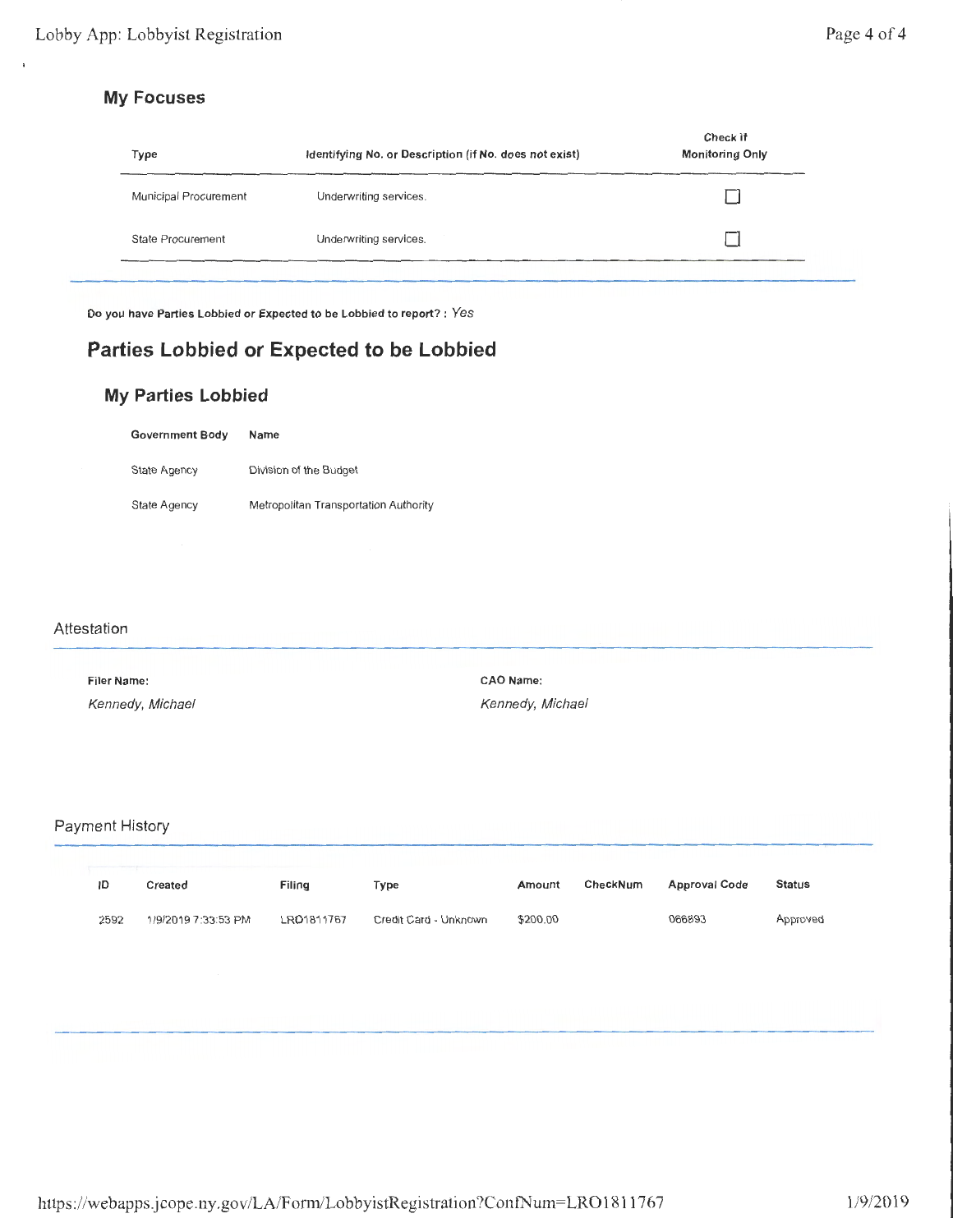## My Focuses

| Type | Identifying No. or Description (if No. does not exist) | Check if Monitoring Only |
|---|---|---|
| Municipal Procurement | Underwriting services. | ☐ |
| State Procurement | Underwriting services. | ☐ |

**Do you have Parties Lobbied or Expected to be Lobbied to report? :** *Yes*

# Parties Lobbied or Expected to be Lobbied

## My Parties Lobbied

| Government Body | Name |
|---|---|
| State Agency | Division of the Budget |
| State Agency | Metropolitan Transportation Authority |

### Attestation

**Filer Name:**
*Kennedy, Michael*

**CAO Name:**
*Kennedy, Michael*

### Payment History

| ID | Created | Filing | Type | Amount | CheckNum | Approval Code | Status |
|---|---|---|---|---|---|---|---|
| 2592 | 1/9/2019 7:33:53 PM | LRO1811767 | Credit Card - Unknown | $200.00 | | 066893 | Approved |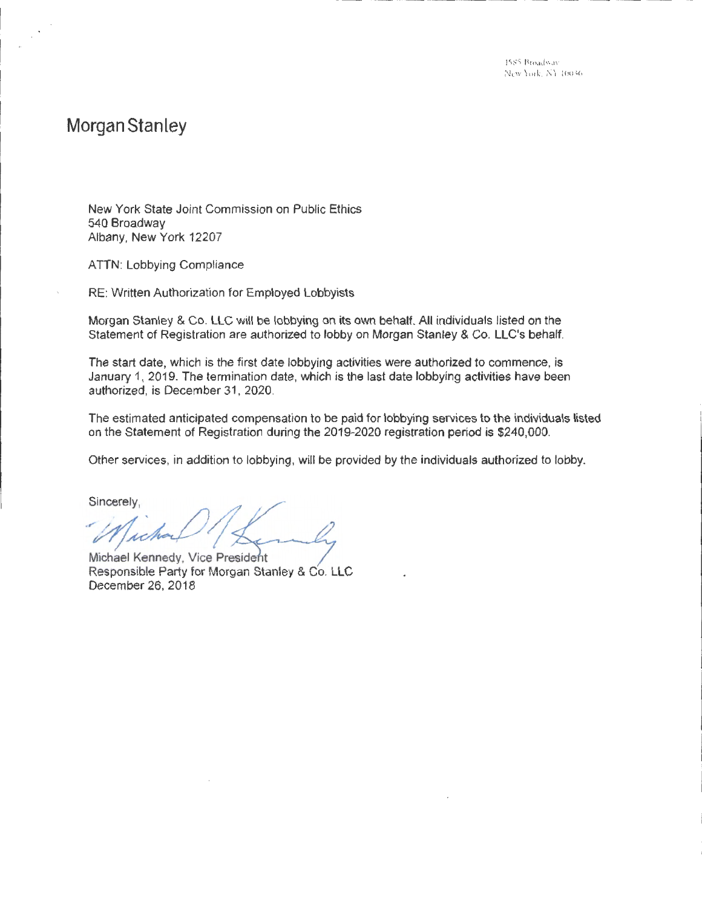1585 Broadway
New York, NY 10036

# Morgan Stanley

New York State Joint Commission on Public Ethics
540 Broadway
Albany, New York 12207

ATTN: Lobbying Compliance

RE: Written Authorization for Employed Lobbyists

Morgan Stanley & Co. LLC will be lobbying on its own behalf. All individuals listed on the Statement of Registration are authorized to lobby on Morgan Stanley & Co. LLC's behalf.

The start date, which is the first date lobbying activities were authorized to commence, is January 1, 2019. The termination date, which is the last date lobbying activities have been authorized, is December 31, 2020.

The estimated anticipated compensation to be paid for lobbying services to the individuals listed on the Statement of Registration during the 2019-2020 registration period is $240,000.

Other services, in addition to lobbying, will be provided by the individuals authorized to lobby.

Sincerely,

Michael Kennedy, Vice President
Responsible Party for Morgan Stanley & Co. LLC
December 26, 2018